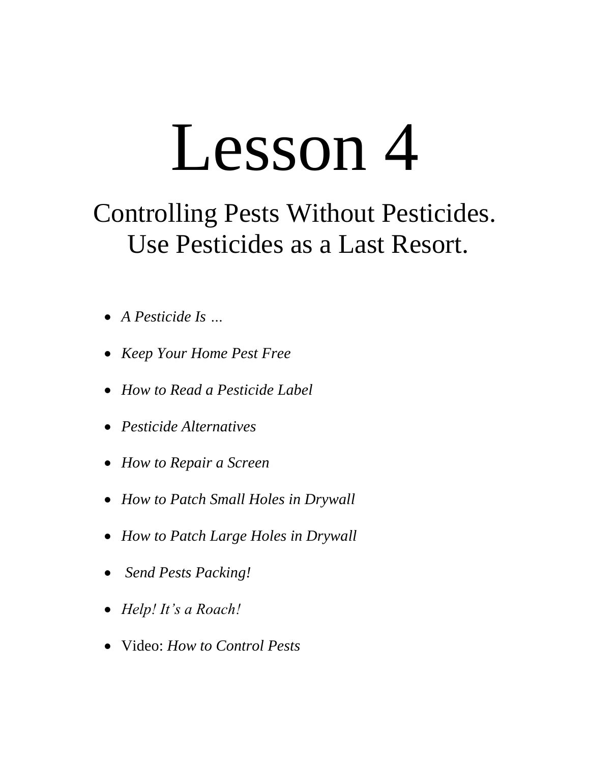# Lesson 4

## Controlling Pests Without Pesticides.
## Use Pesticides as a Last Resort.

- *A Pesticide Is …*
- *Keep Your Home Pest Free*
- *How to Read a Pesticide Label*
- *Pesticide Alternatives*
- *How to Repair a Screen*
- *How to Patch Small Holes in Drywall*
- *How to Patch Large Holes in Drywall*
- *Send Pests Packing!*
- *Help! It's a Roach!*
- Video: *How to Control Pests*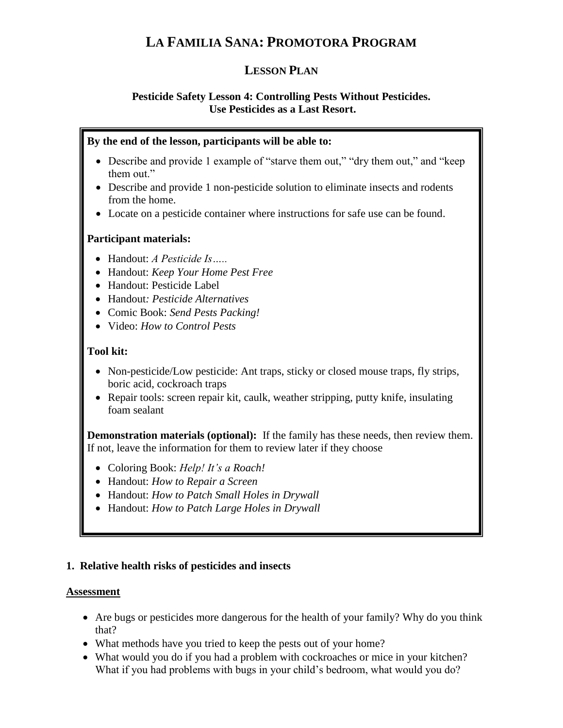# La Familia Sana: Promotora Program

## Lesson Plan

### Pesticide Safety Lesson 4: Controlling Pests Without Pesticides. Use Pesticides as a Last Resort.

**By the end of the lesson, participants will be able to:**

- Describe and provide 1 example of "starve them out," "dry them out," and "keep them out."
- Describe and provide 1 non-pesticide solution to eliminate insects and rodents from the home.
- Locate on a pesticide container where instructions for safe use can be found.

**Participant materials:**

- Handout: *A Pesticide Is…..*
- Handout: *Keep Your Home Pest Free*
- Handout: Pesticide Label
- Handout*: Pesticide Alternatives*
- Comic Book: *Send Pests Packing!*
- Video: *How to Control Pests*

**Tool kit:**

- Non-pesticide/Low pesticide: Ant traps, sticky or closed mouse traps, fly strips, boric acid, cockroach traps
- Repair tools: screen repair kit, caulk, weather stripping, putty knife, insulating foam sealant

**Demonstration materials (optional):** If the family has these needs, then review them. If not, leave the information for them to review later if they choose

- Coloring Book: *Help! It's a Roach!*
- Handout: *How to Repair a Screen*
- Handout: *How to Patch Small Holes in Drywall*
- Handout: *How to Patch Large Holes in Drywall*

**1. Relative health risks of pesticides and insects**

**<u>Assessment</u>**

- Are bugs or pesticides more dangerous for the health of your family? Why do you think that?
- What methods have you tried to keep the pests out of your home?
- What would you do if you had a problem with cockroaches or mice in your kitchen? What if you had problems with bugs in your child's bedroom, what would you do?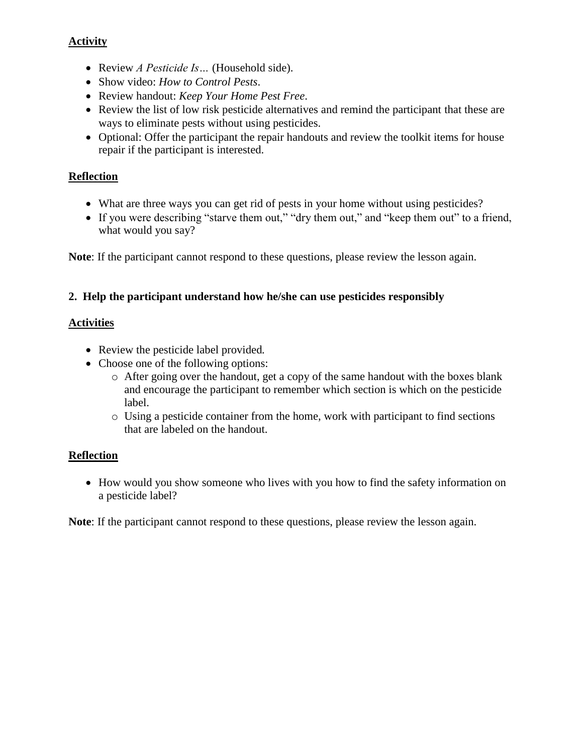**Activity**

- Review *A Pesticide Is…* (Household side).
- Show video: *How to Control Pests*.
- Review handout: *Keep Your Home Pest Free*.
- Review the list of low risk pesticide alternatives and remind the participant that these are ways to eliminate pests without using pesticides.
- Optional: Offer the participant the repair handouts and review the toolkit items for house repair if the participant is interested.

**Reflection**

- What are three ways you can get rid of pests in your home without using pesticides?
- If you were describing "starve them out," "dry them out," and "keep them out" to a friend, what would you say?

**Note**: If the participant cannot respond to these questions, please review the lesson again.

### 2. Help the participant understand how he/she can use pesticides responsibly

**Activities**

- Review the pesticide label provided.
- Choose one of the following options:
  - After going over the handout, get a copy of the same handout with the boxes blank and encourage the participant to remember which section is which on the pesticide label.
  - Using a pesticide container from the home, work with participant to find sections that are labeled on the handout.

**Reflection**

- How would you show someone who lives with you how to find the safety information on a pesticide label?

**Note**: If the participant cannot respond to these questions, please review the lesson again.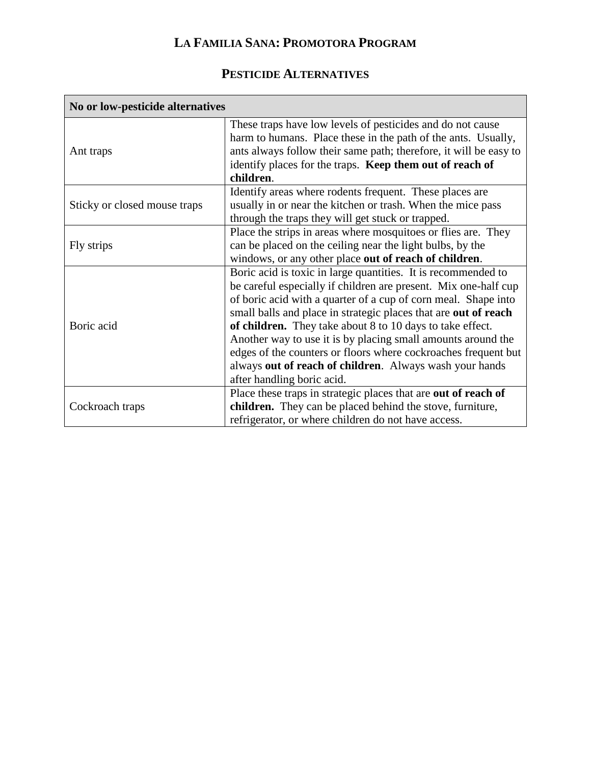# La Familia Sana: Promotora Program

## Pesticide Alternatives

| No or low-pesticide alternatives | |
|---|---|
| Ant traps | These traps have low levels of pesticides and do not cause harm to humans. Place these in the path of the ants. Usually, ants always follow their same path; therefore, it will be easy to identify places for the traps. **Keep them out of reach of children**. |
| Sticky or closed mouse traps | Identify areas where rodents frequent. These places are usually in or near the kitchen or trash. When the mice pass through the traps they will get stuck or trapped. |
| Fly strips | Place the strips in areas where mosquitoes or flies are. They can be placed on the ceiling near the light bulbs, by the windows, or any other place **out of reach of children**. |
| Boric acid | Boric acid is toxic in large quantities. It is recommended to be careful especially if children are present. Mix one-half cup of boric acid with a quarter of a cup of corn meal. Shape into small balls and place in strategic places that are **out of reach of children.** They take about 8 to 10 days to take effect. Another way to use it is by placing small amounts around the edges of the counters or floors where cockroaches frequent but always **out of reach of children**. Always wash your hands after handling boric acid. |
| Cockroach traps | Place these traps in strategic places that are **out of reach of children.** They can be placed behind the stove, furniture, refrigerator, or where children do not have access. |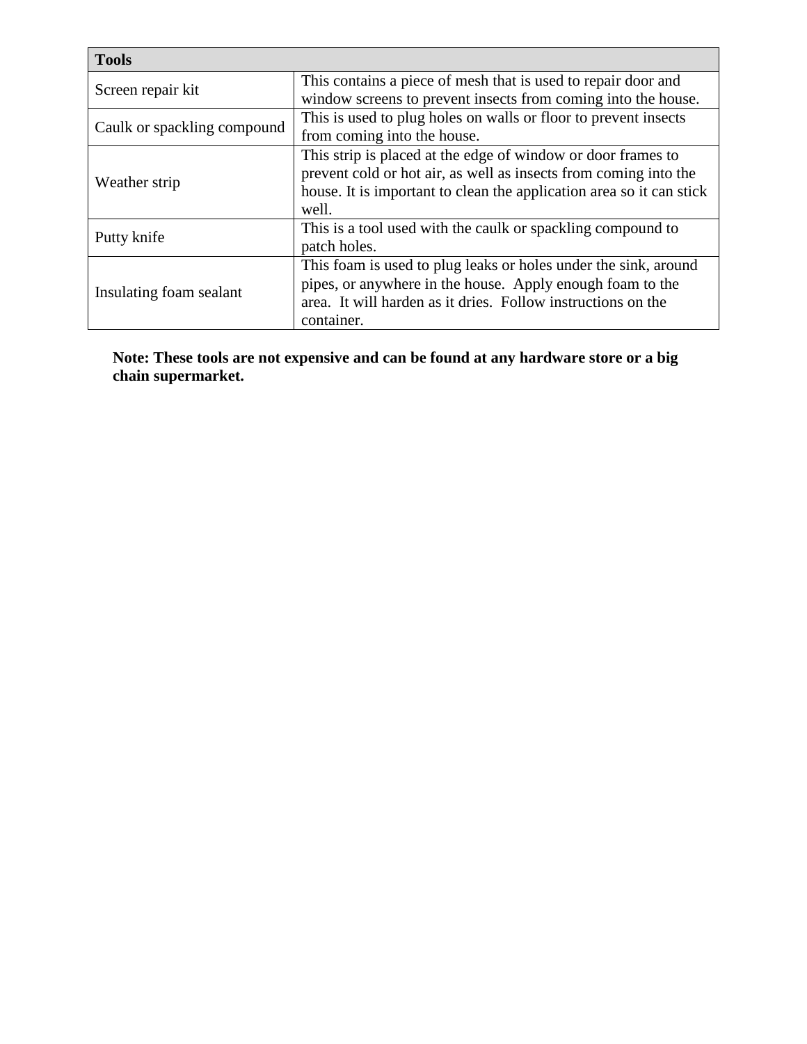| Tools | |
|---|---|
| Screen repair kit | This contains a piece of mesh that is used to repair door and window screens to prevent insects from coming into the house. |
| Caulk or spackling compound | This is used to plug holes on walls or floor to prevent insects from coming into the house. |
| Weather strip | This strip is placed at the edge of window or door frames to prevent cold or hot air, as well as insects from coming into the house. It is important to clean the application area so it can stick well. |
| Putty knife | This is a tool used with the caulk or spackling compound to patch holes. |
| Insulating foam sealant | This foam is used to plug leaks or holes under the sink, around pipes, or anywhere in the house. Apply enough foam to the area. It will harden as it dries. Follow instructions on the container. |

**Note: These tools are not expensive and can be found at any hardware store or a big chain supermarket.**